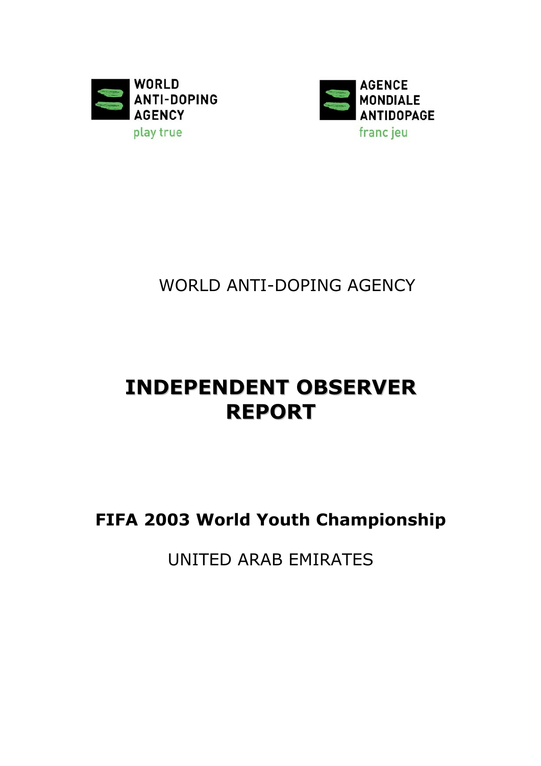WORLD ANTI-DOPING AGENCY

play true

AGENCE MONDIALE ANTIDOPAGE

franc jeu

WORLD ANTI-DOPING AGENCY

# INDEPENDENT OBSERVER REPORT

## FIFA 2003 World Youth Championship

UNITED ARAB EMIRATES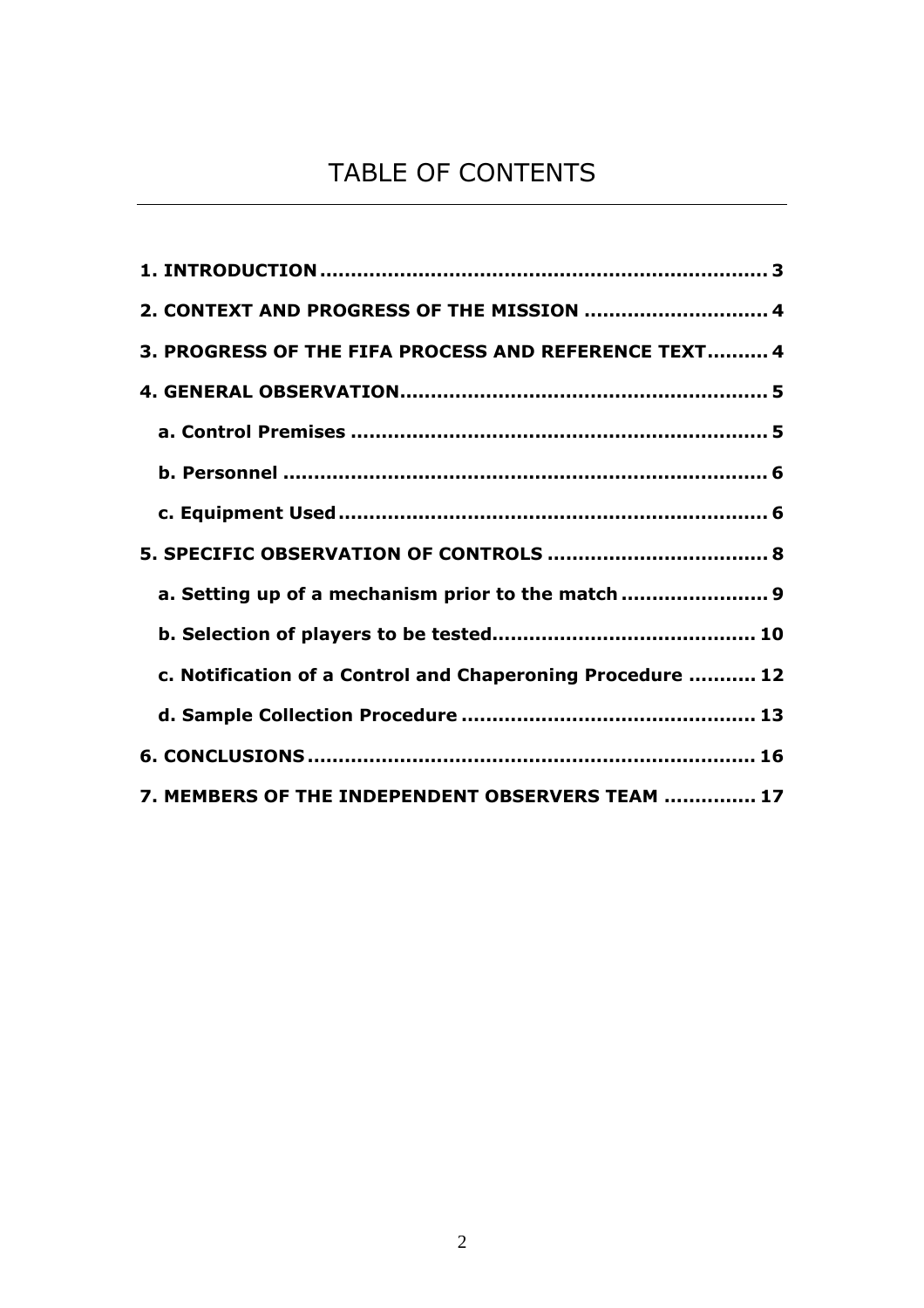# TABLE OF CONTENTS

**1. INTRODUCTION .......................................................................... 3**

**2. CONTEXT AND PROGRESS OF THE MISSION ............................. 4**

**3. PROGRESS OF THE FIFA PROCESS AND REFERENCE TEXT.......... 4**

**4. GENERAL OBSERVATION............................................................ 5**

- **a. Control Premises ................................................................... 5**
- **b. Personnel .............................................................................. 6**
- **c. Equipment Used ..................................................................... 6**

**5. SPECIFIC OBSERVATION OF CONTROLS .................................... 8**

- **a. Setting up of a mechanism prior to the match ........................ 9**
- **b. Selection of players to be tested.......................................... 10**
- **c. Notification of a Control and Chaperoning Procedure ........... 12**
- **d. Sample Collection Procedure ............................................... 13**

**6. CONCLUSIONS ......................................................................... 16**

**7. MEMBERS OF THE INDEPENDENT OBSERVERS TEAM ............... 17**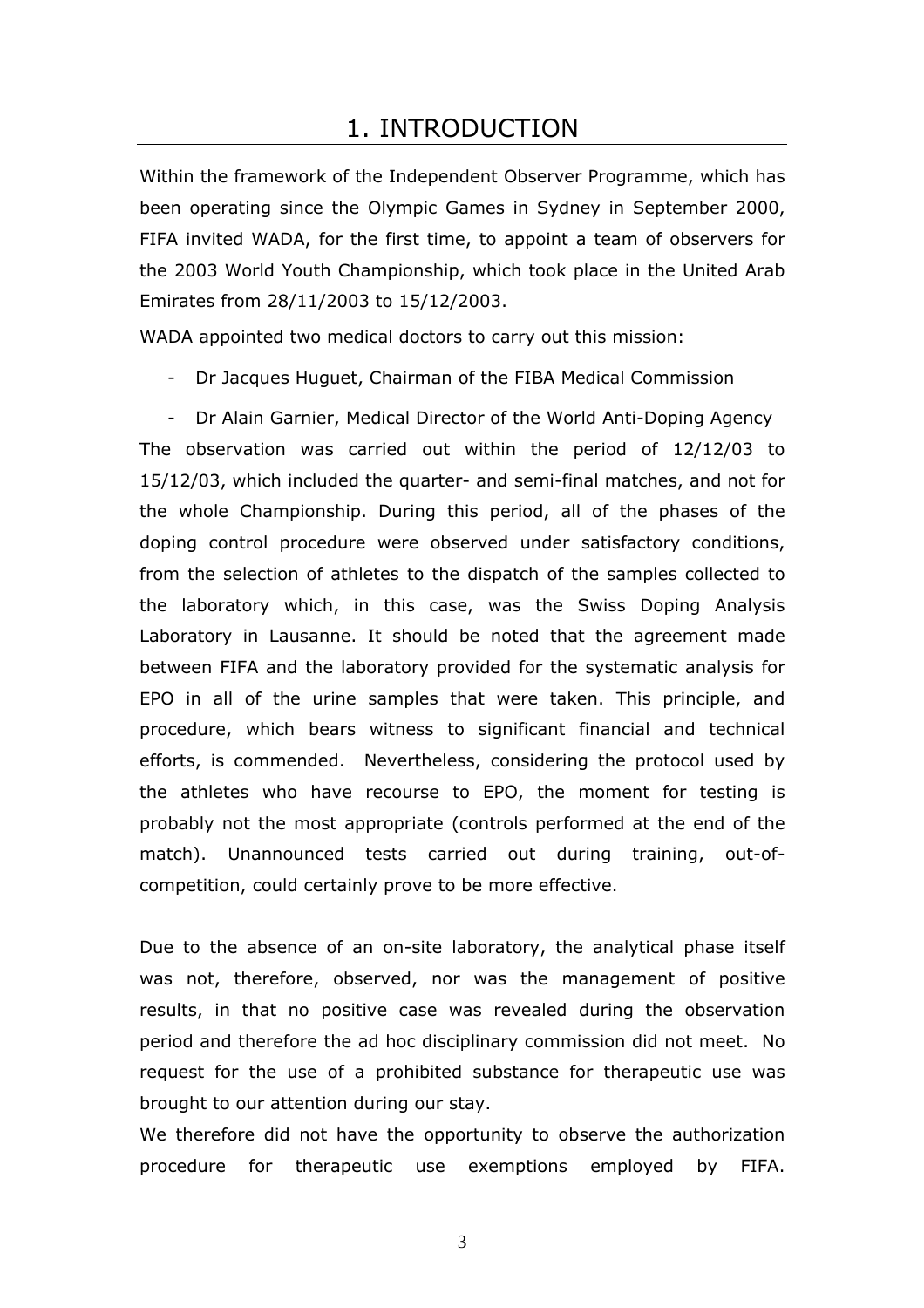# 1. INTRODUCTION

Within the framework of the Independent Observer Programme, which has been operating since the Olympic Games in Sydney in September 2000, FIFA invited WADA, for the first time, to appoint a team of observers for the 2003 World Youth Championship, which took place in the United Arab Emirates from 28/11/2003 to 15/12/2003.

WADA appointed two medical doctors to carry out this mission:

- Dr Jacques Huguet, Chairman of the FIBA Medical Commission
- Dr Alain Garnier, Medical Director of the World Anti-Doping Agency

The observation was carried out within the period of 12/12/03 to 15/12/03, which included the quarter- and semi-final matches, and not for the whole Championship. During this period, all of the phases of the doping control procedure were observed under satisfactory conditions, from the selection of athletes to the dispatch of the samples collected to the laboratory which, in this case, was the Swiss Doping Analysis Laboratory in Lausanne. It should be noted that the agreement made between FIFA and the laboratory provided for the systematic analysis for EPO in all of the urine samples that were taken. This principle, and procedure, which bears witness to significant financial and technical efforts, is commended. Nevertheless, considering the protocol used by the athletes who have recourse to EPO, the moment for testing is probably not the most appropriate (controls performed at the end of the match). Unannounced tests carried out during training, out-of-competition, could certainly prove to be more effective.

Due to the absence of an on-site laboratory, the analytical phase itself was not, therefore, observed, nor was the management of positive results, in that no positive case was revealed during the observation period and therefore the ad hoc disciplinary commission did not meet. No request for the use of a prohibited substance for therapeutic use was brought to our attention during our stay.

We therefore did not have the opportunity to observe the authorization procedure for therapeutic use exemptions employed by FIFA.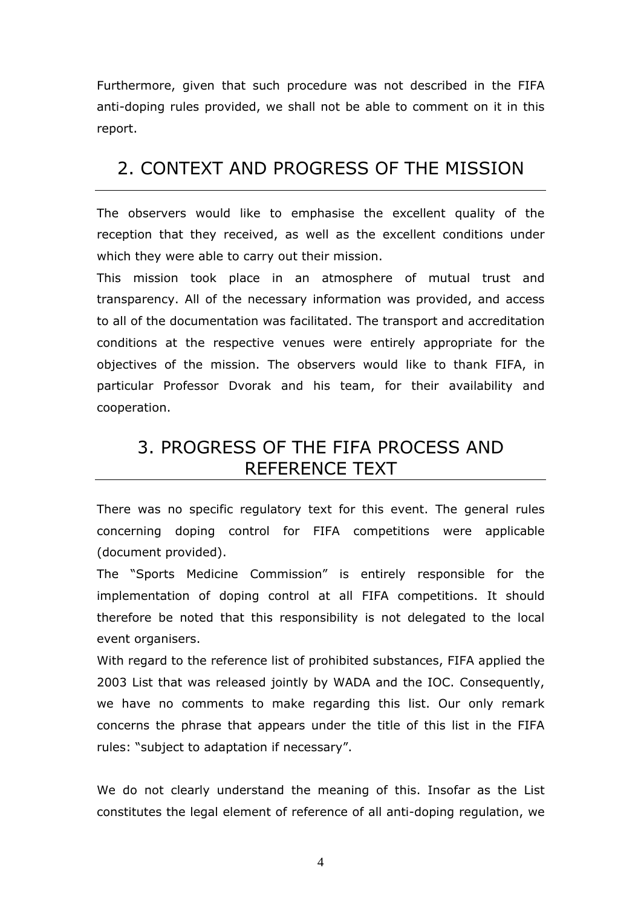Furthermore, given that such procedure was not described in the FIFA anti-doping rules provided, we shall not be able to comment on it in this report.

## 2. CONTEXT AND PROGRESS OF THE MISSION

The observers would like to emphasise the excellent quality of the reception that they received, as well as the excellent conditions under which they were able to carry out their mission.

This mission took place in an atmosphere of mutual trust and transparency. All of the necessary information was provided, and access to all of the documentation was facilitated. The transport and accreditation conditions at the respective venues were entirely appropriate for the objectives of the mission. The observers would like to thank FIFA, in particular Professor Dvorak and his team, for their availability and cooperation.

## 3. PROGRESS OF THE FIFA PROCESS AND REFERENCE TEXT

There was no specific regulatory text for this event. The general rules concerning doping control for FIFA competitions were applicable (document provided).

The "Sports Medicine Commission" is entirely responsible for the implementation of doping control at all FIFA competitions. It should therefore be noted that this responsibility is not delegated to the local event organisers.

With regard to the reference list of prohibited substances, FIFA applied the 2003 List that was released jointly by WADA and the IOC. Consequently, we have no comments to make regarding this list. Our only remark concerns the phrase that appears under the title of this list in the FIFA rules: "subject to adaptation if necessary".

We do not clearly understand the meaning of this. Insofar as the List constitutes the legal element of reference of all anti-doping regulation, we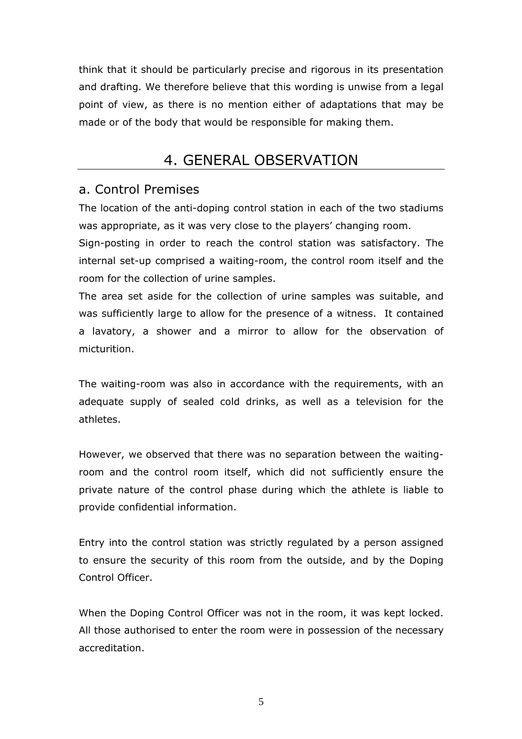think that it should be particularly precise and rigorous in its presentation and drafting. We therefore believe that this wording is unwise from a legal point of view, as there is no mention either of adaptations that may be made or of the body that would be responsible for making them.

## 4. GENERAL OBSERVATION

### a. Control Premises

The location of the anti-doping control station in each of the two stadiums was appropriate, as it was very close to the players' changing room.

Sign-posting in order to reach the control station was satisfactory. The internal set-up comprised a waiting-room, the control room itself and the room for the collection of urine samples.

The area set aside for the collection of urine samples was suitable, and was sufficiently large to allow for the presence of a witness. It contained a lavatory, a shower and a mirror to allow for the observation of micturition.

The waiting-room was also in accordance with the requirements, with an adequate supply of sealed cold drinks, as well as a television for the athletes.

However, we observed that there was no separation between the waiting-room and the control room itself, which did not sufficiently ensure the private nature of the control phase during which the athlete is liable to provide confidential information.

Entry into the control station was strictly regulated by a person assigned to ensure the security of this room from the outside, and by the Doping Control Officer.

When the Doping Control Officer was not in the room, it was kept locked. All those authorised to enter the room were in possession of the necessary accreditation.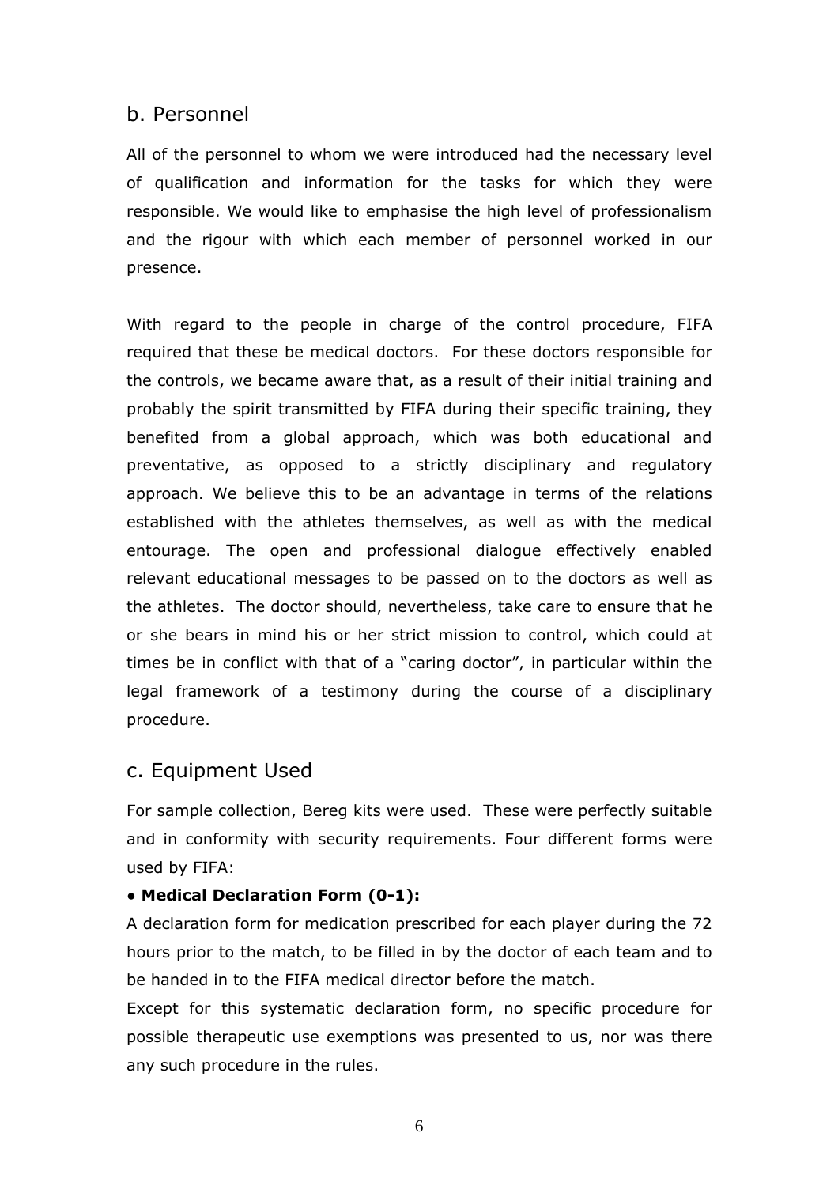## b. Personnel

All of the personnel to whom we were introduced had the necessary level of qualification and information for the tasks for which they were responsible. We would like to emphasise the high level of professionalism and the rigour with which each member of personnel worked in our presence.

With regard to the people in charge of the control procedure, FIFA required that these be medical doctors. For these doctors responsible for the controls, we became aware that, as a result of their initial training and probably the spirit transmitted by FIFA during their specific training, they benefited from a global approach, which was both educational and preventative, as opposed to a strictly disciplinary and regulatory approach. We believe this to be an advantage in terms of the relations established with the athletes themselves, as well as with the medical entourage. The open and professional dialogue effectively enabled relevant educational messages to be passed on to the doctors as well as the athletes. The doctor should, nevertheless, take care to ensure that he or she bears in mind his or her strict mission to control, which could at times be in conflict with that of a "caring doctor", in particular within the legal framework of a testimony during the course of a disciplinary procedure.

## c. Equipment Used

For sample collection, Bereg kits were used. These were perfectly suitable and in conformity with security requirements. Four different forms were used by FIFA:

- **Medical Declaration Form (0-1):**

A declaration form for medication prescribed for each player during the 72 hours prior to the match, to be filled in by the doctor of each team and to be handed in to the FIFA medical director before the match.

Except for this systematic declaration form, no specific procedure for possible therapeutic use exemptions was presented to us, nor was there any such procedure in the rules.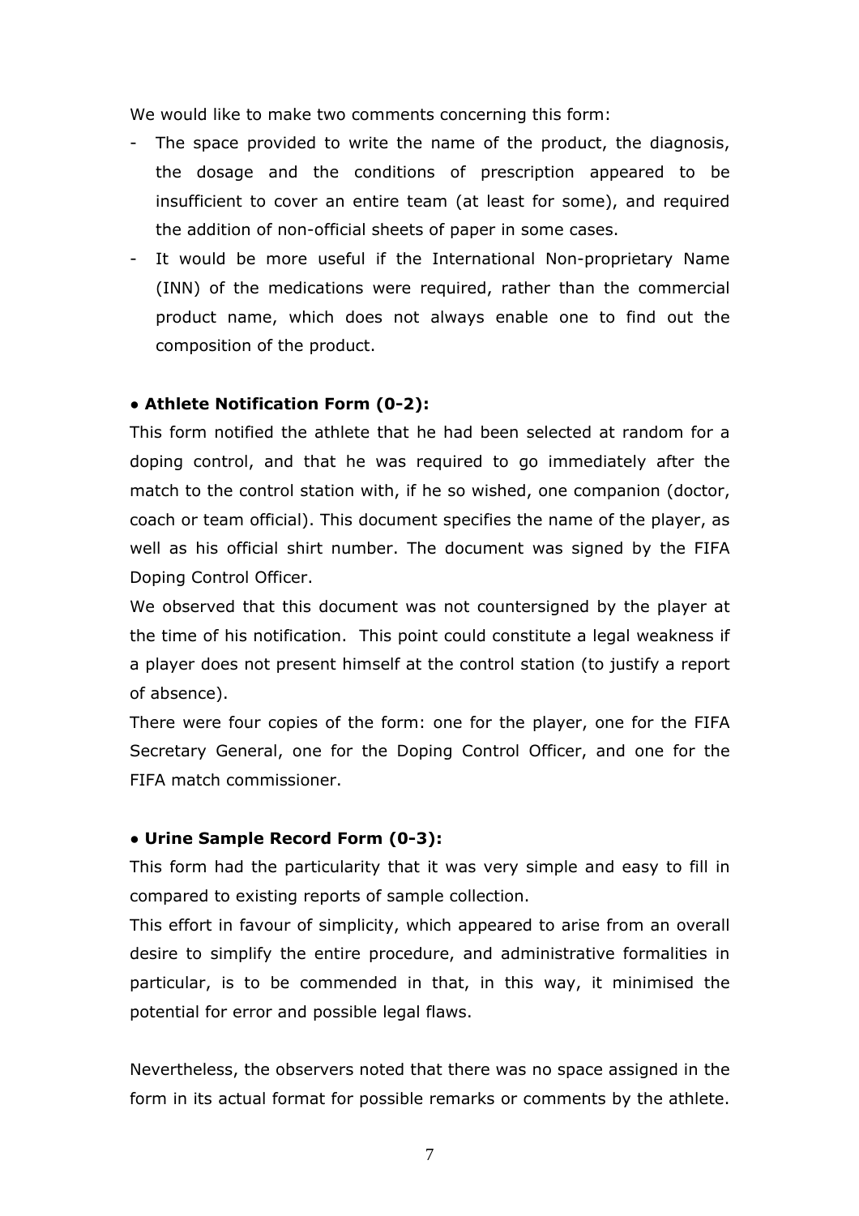We would like to make two comments concerning this form:

- The space provided to write the name of the product, the diagnosis, the dosage and the conditions of prescription appeared to be insufficient to cover an entire team (at least for some), and required the addition of non-official sheets of paper in some cases.
- It would be more useful if the International Non-proprietary Name (INN) of the medications were required, rather than the commercial product name, which does not always enable one to find out the composition of the product.

**• Athlete Notification Form (0-2):**

This form notified the athlete that he had been selected at random for a doping control, and that he was required to go immediately after the match to the control station with, if he so wished, one companion (doctor, coach or team official). This document specifies the name of the player, as well as his official shirt number. The document was signed by the FIFA Doping Control Officer.

We observed that this document was not countersigned by the player at the time of his notification. This point could constitute a legal weakness if a player does not present himself at the control station (to justify a report of absence).

There were four copies of the form: one for the player, one for the FIFA Secretary General, one for the Doping Control Officer, and one for the FIFA match commissioner.

**• Urine Sample Record Form (0-3):**

This form had the particularity that it was very simple and easy to fill in compared to existing reports of sample collection.

This effort in favour of simplicity, which appeared to arise from an overall desire to simplify the entire procedure, and administrative formalities in particular, is to be commended in that, in this way, it minimised the potential for error and possible legal flaws.

Nevertheless, the observers noted that there was no space assigned in the form in its actual format for possible remarks or comments by the athlete.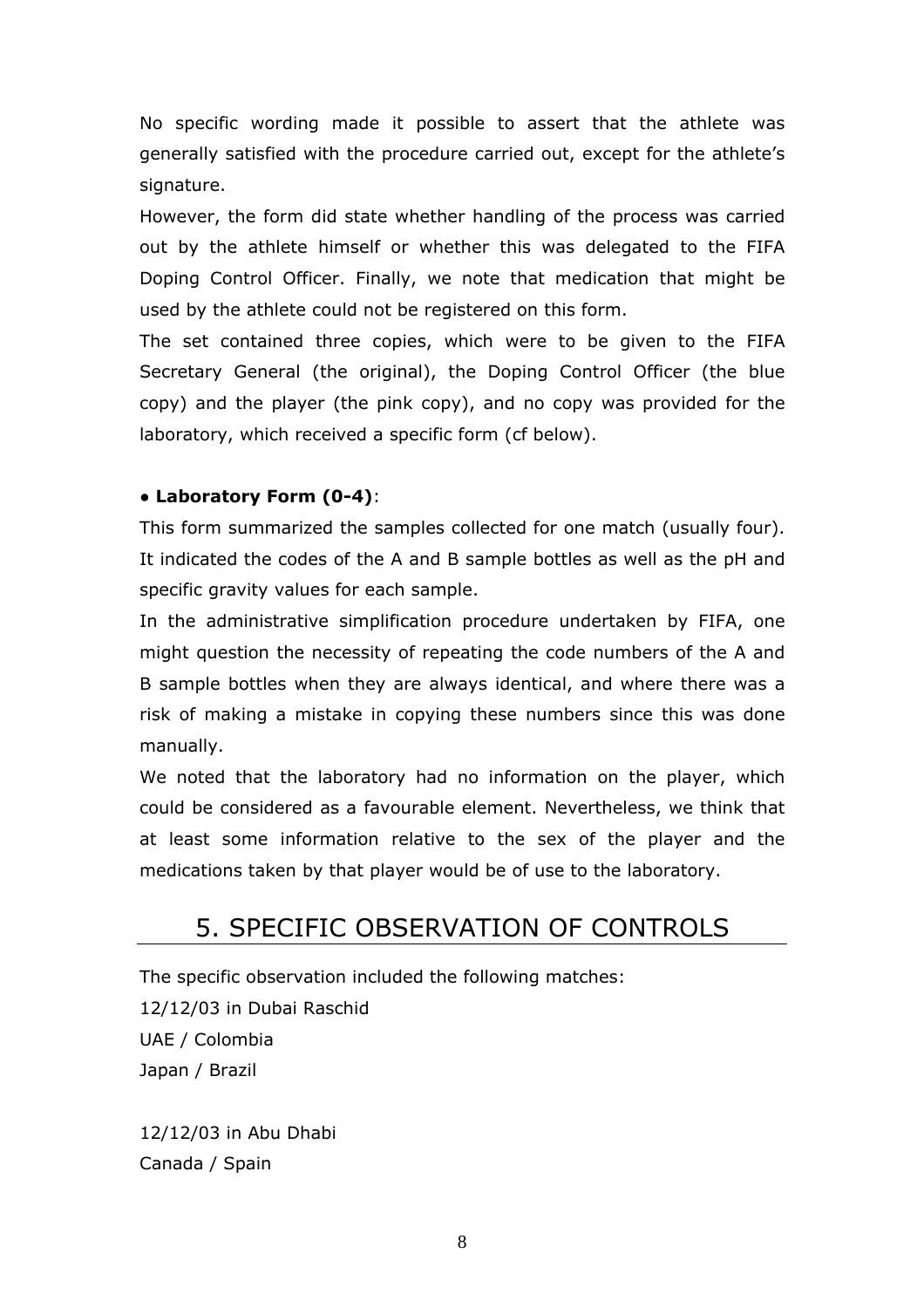No specific wording made it possible to assert that the athlete was generally satisfied with the procedure carried out, except for the athlete's signature.

However, the form did state whether handling of the process was carried out by the athlete himself or whether this was delegated to the FIFA Doping Control Officer. Finally, we note that medication that might be used by the athlete could not be registered on this form.

The set contained three copies, which were to be given to the FIFA Secretary General (the original), the Doping Control Officer (the blue copy) and the player (the pink copy), and no copy was provided for the laboratory, which received a specific form (cf below).

- **Laboratory Form (0-4)**:

This form summarized the samples collected for one match (usually four). It indicated the codes of the A and B sample bottles as well as the pH and specific gravity values for each sample.

In the administrative simplification procedure undertaken by FIFA, one might question the necessity of repeating the code numbers of the A and B sample bottles when they are always identical, and where there was a risk of making a mistake in copying these numbers since this was done manually.

We noted that the laboratory had no information on the player, which could be considered as a favourable element. Nevertheless, we think that at least some information relative to the sex of the player and the medications taken by that player would be of use to the laboratory.

# 5. SPECIFIC OBSERVATION OF CONTROLS

The specific observation included the following matches:

12/12/03 in Dubai Raschid
UAE / Colombia
Japan / Brazil

12/12/03 in Abu Dhabi
Canada / Spain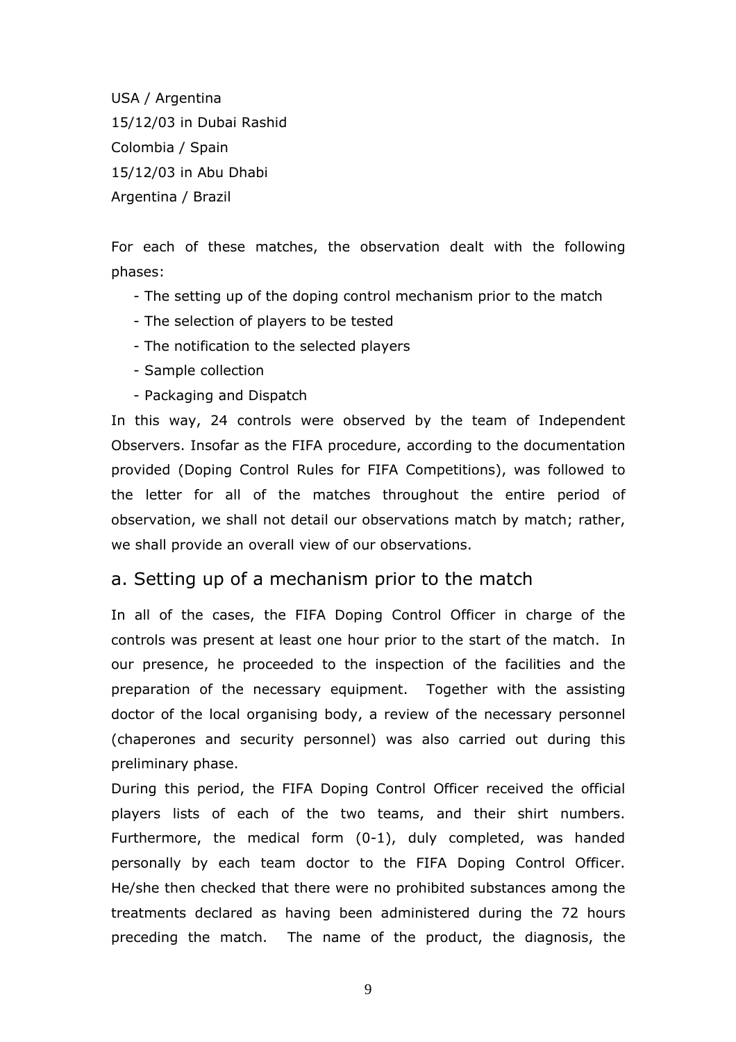USA / Argentina

15/12/03 in Dubai Rashid

Colombia / Spain

15/12/03 in Abu Dhabi

Argentina / Brazil

For each of these matches, the observation dealt with the following phases:

- The setting up of the doping control mechanism prior to the match
- The selection of players to be tested
- The notification to the selected players
- Sample collection
- Packaging and Dispatch

In this way, 24 controls were observed by the team of Independent Observers. Insofar as the FIFA procedure, according to the documentation provided (Doping Control Rules for FIFA Competitions), was followed to the letter for all of the matches throughout the entire period of observation, we shall not detail our observations match by match; rather, we shall provide an overall view of our observations.

## a. Setting up of a mechanism prior to the match

In all of the cases, the FIFA Doping Control Officer in charge of the controls was present at least one hour prior to the start of the match. In our presence, he proceeded to the inspection of the facilities and the preparation of the necessary equipment. Together with the assisting doctor of the local organising body, a review of the necessary personnel (chaperones and security personnel) was also carried out during this preliminary phase.

During this period, the FIFA Doping Control Officer received the official players lists of each of the two teams, and their shirt numbers. Furthermore, the medical form (0-1), duly completed, was handed personally by each team doctor to the FIFA Doping Control Officer. He/she then checked that there were no prohibited substances among the treatments declared as having been administered during the 72 hours preceding the match. The name of the product, the diagnosis, the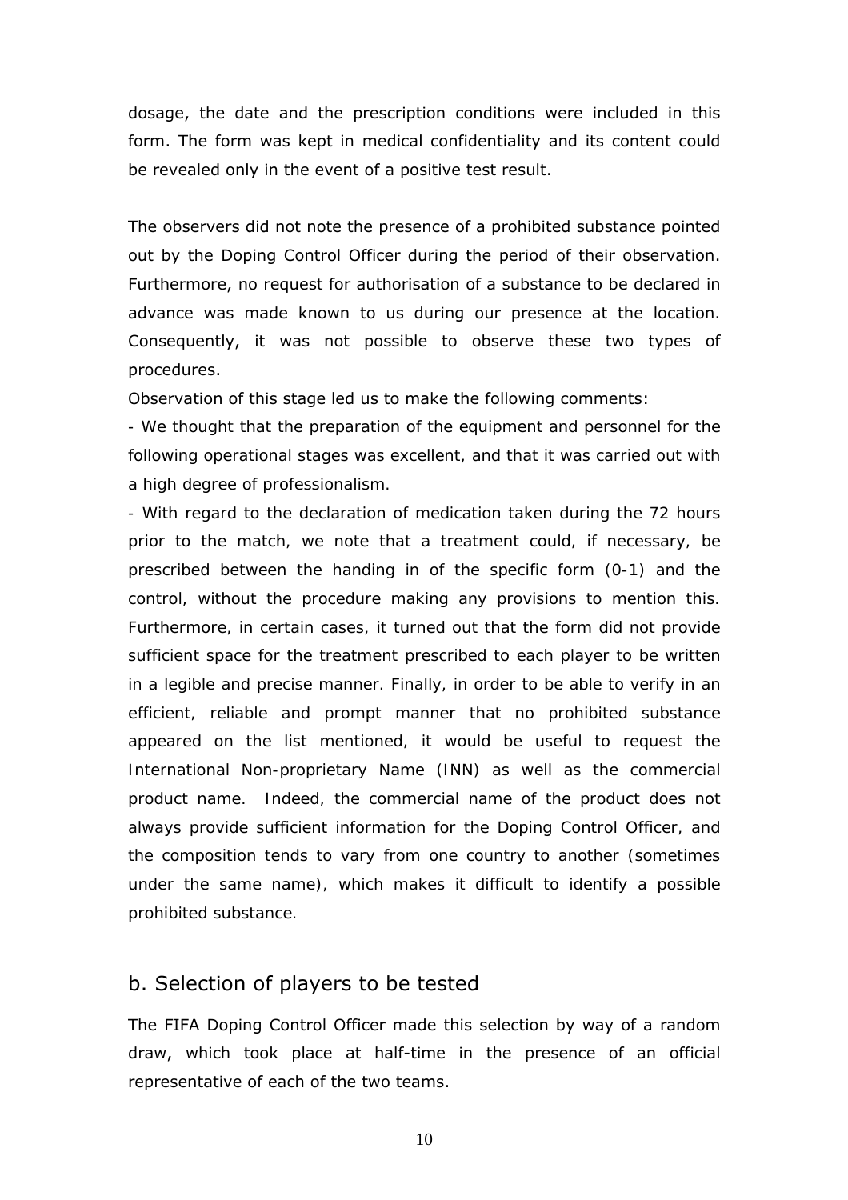dosage, the date and the prescription conditions were included in this form. The form was kept in medical confidentiality and its content could be revealed only in the event of a positive test result.

The observers did not note the presence of a prohibited substance pointed out by the Doping Control Officer during the period of their observation. Furthermore, no request for authorisation of a substance to be declared in advance was made known to us during our presence at the location. Consequently, it was not possible to observe these two types of procedures.

Observation of this stage led us to make the following comments:

- We thought that the preparation of the equipment and personnel for the following operational stages was excellent, and that it was carried out with a high degree of professionalism.
- With regard to the declaration of medication taken during the 72 hours prior to the match, we note that a treatment could, if necessary, be prescribed between the handing in of the specific form (0-1) and the control, without the procedure making any provisions to mention this. Furthermore, in certain cases, it turned out that the form did not provide sufficient space for the treatment prescribed to each player to be written in a legible and precise manner. Finally, in order to be able to verify in an efficient, reliable and prompt manner that no prohibited substance appeared on the list mentioned, it would be useful to request the International Non-proprietary Name (INN) as well as the commercial product name. Indeed, the commercial name of the product does not always provide sufficient information for the Doping Control Officer, and the composition tends to vary from one country to another (sometimes under the same name), which makes it difficult to identify a possible prohibited substance.

## b. Selection of players to be tested

The FIFA Doping Control Officer made this selection by way of a random draw, which took place at half-time in the presence of an official representative of each of the two teams.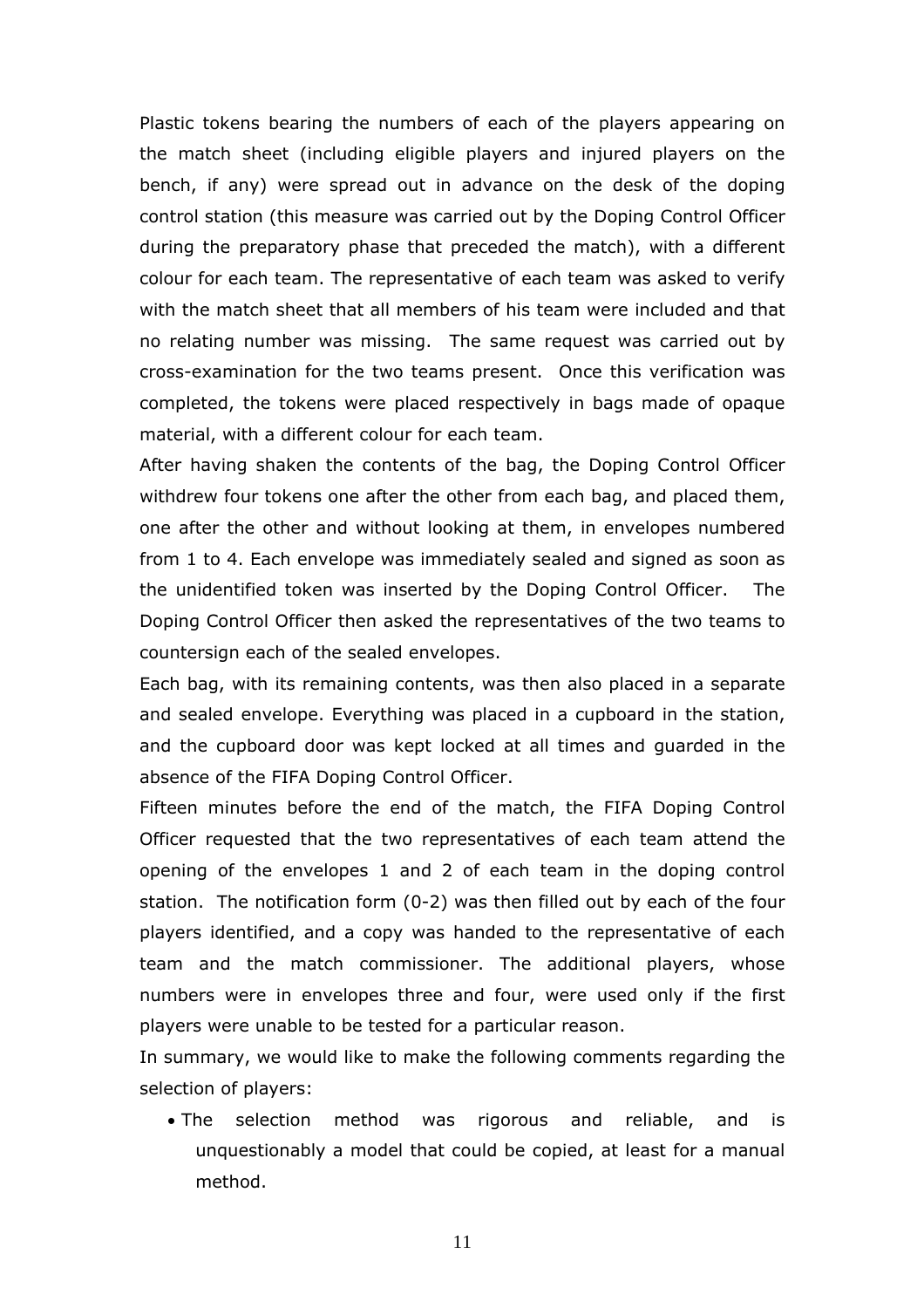Plastic tokens bearing the numbers of each of the players appearing on the match sheet (including eligible players and injured players on the bench, if any) were spread out in advance on the desk of the doping control station (this measure was carried out by the Doping Control Officer during the preparatory phase that preceded the match), with a different colour for each team. The representative of each team was asked to verify with the match sheet that all members of his team were included and that no relating number was missing. The same request was carried out by cross-examination for the two teams present. Once this verification was completed, the tokens were placed respectively in bags made of opaque material, with a different colour for each team.

After having shaken the contents of the bag, the Doping Control Officer withdrew four tokens one after the other from each bag, and placed them, one after the other and without looking at them, in envelopes numbered from 1 to 4. Each envelope was immediately sealed and signed as soon as the unidentified token was inserted by the Doping Control Officer. The Doping Control Officer then asked the representatives of the two teams to countersign each of the sealed envelopes.

Each bag, with its remaining contents, was then also placed in a separate and sealed envelope. Everything was placed in a cupboard in the station, and the cupboard door was kept locked at all times and guarded in the absence of the FIFA Doping Control Officer.

Fifteen minutes before the end of the match, the FIFA Doping Control Officer requested that the two representatives of each team attend the opening of the envelopes 1 and 2 of each team in the doping control station. The notification form (0-2) was then filled out by each of the four players identified, and a copy was handed to the representative of each team and the match commissioner. The additional players, whose numbers were in envelopes three and four, were used only if the first players were unable to be tested for a particular reason.

In summary, we would like to make the following comments regarding the selection of players:

- The selection method was rigorous and reliable, and is unquestionably a model that could be copied, at least for a manual method.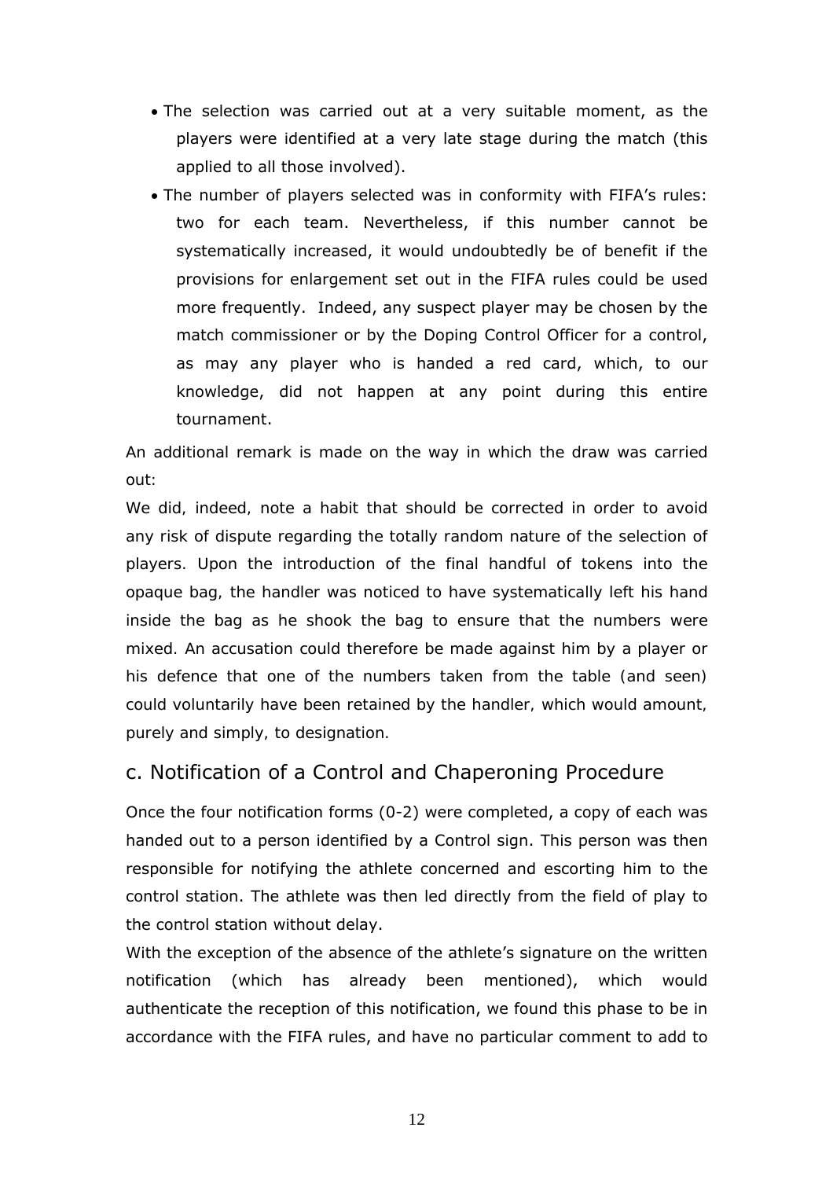- The selection was carried out at a very suitable moment, as the players were identified at a very late stage during the match (this applied to all those involved).
- The number of players selected was in conformity with FIFA's rules: two for each team. Nevertheless, if this number cannot be systematically increased, it would undoubtedly be of benefit if the provisions for enlargement set out in the FIFA rules could be used more frequently. Indeed, any suspect player may be chosen by the match commissioner or by the Doping Control Officer for a control, as may any player who is handed a red card, which, to our knowledge, did not happen at any point during this entire tournament.

An additional remark is made on the way in which the draw was carried out:

We did, indeed, note a habit that should be corrected in order to avoid any risk of dispute regarding the totally random nature of the selection of players. Upon the introduction of the final handful of tokens into the opaque bag, the handler was noticed to have systematically left his hand inside the bag as he shook the bag to ensure that the numbers were mixed. An accusation could therefore be made against him by a player or his defence that one of the numbers taken from the table (and seen) could voluntarily have been retained by the handler, which would amount, purely and simply, to designation.

## c. Notification of a Control and Chaperoning Procedure

Once the four notification forms (0-2) were completed, a copy of each was handed out to a person identified by a Control sign. This person was then responsible for notifying the athlete concerned and escorting him to the control station. The athlete was then led directly from the field of play to the control station without delay.

With the exception of the absence of the athlete's signature on the written notification (which has already been mentioned), which would authenticate the reception of this notification, we found this phase to be in accordance with the FIFA rules, and have no particular comment to add to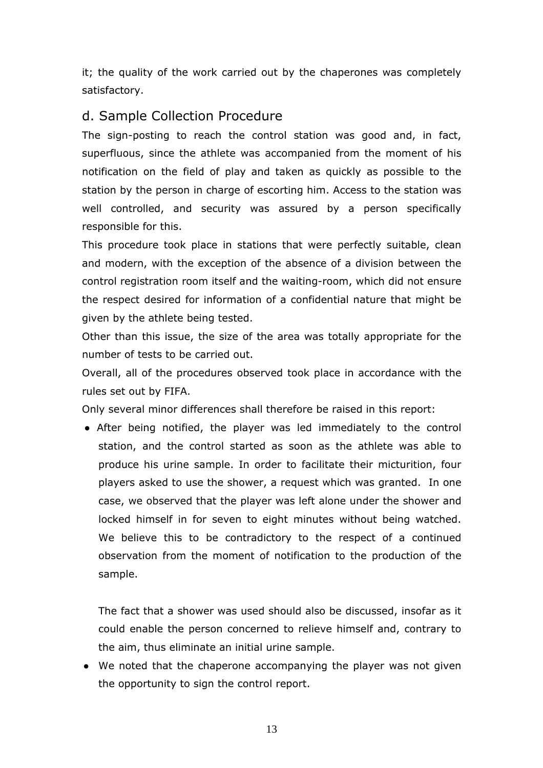it; the quality of the work carried out by the chaperones was completely satisfactory.

## d. Sample Collection Procedure

The sign-posting to reach the control station was good and, in fact, superfluous, since the athlete was accompanied from the moment of his notification on the field of play and taken as quickly as possible to the station by the person in charge of escorting him. Access to the station was well controlled, and security was assured by a person specifically responsible for this.

This procedure took place in stations that were perfectly suitable, clean and modern, with the exception of the absence of a division between the control registration room itself and the waiting-room, which did not ensure the respect desired for information of a confidential nature that might be given by the athlete being tested.

Other than this issue, the size of the area was totally appropriate for the number of tests to be carried out.

Overall, all of the procedures observed took place in accordance with the rules set out by FIFA.

Only several minor differences shall therefore be raised in this report:

- After being notified, the player was led immediately to the control station, and the control started as soon as the athlete was able to produce his urine sample. In order to facilitate their micturition, four players asked to use the shower, a request which was granted. In one case, we observed that the player was left alone under the shower and locked himself in for seven to eight minutes without being watched. We believe this to be contradictory to the respect of a continued observation from the moment of notification to the production of the sample.

  The fact that a shower was used should also be discussed, insofar as it could enable the person concerned to relieve himself and, contrary to the aim, thus eliminate an initial urine sample.

- We noted that the chaperone accompanying the player was not given the opportunity to sign the control report.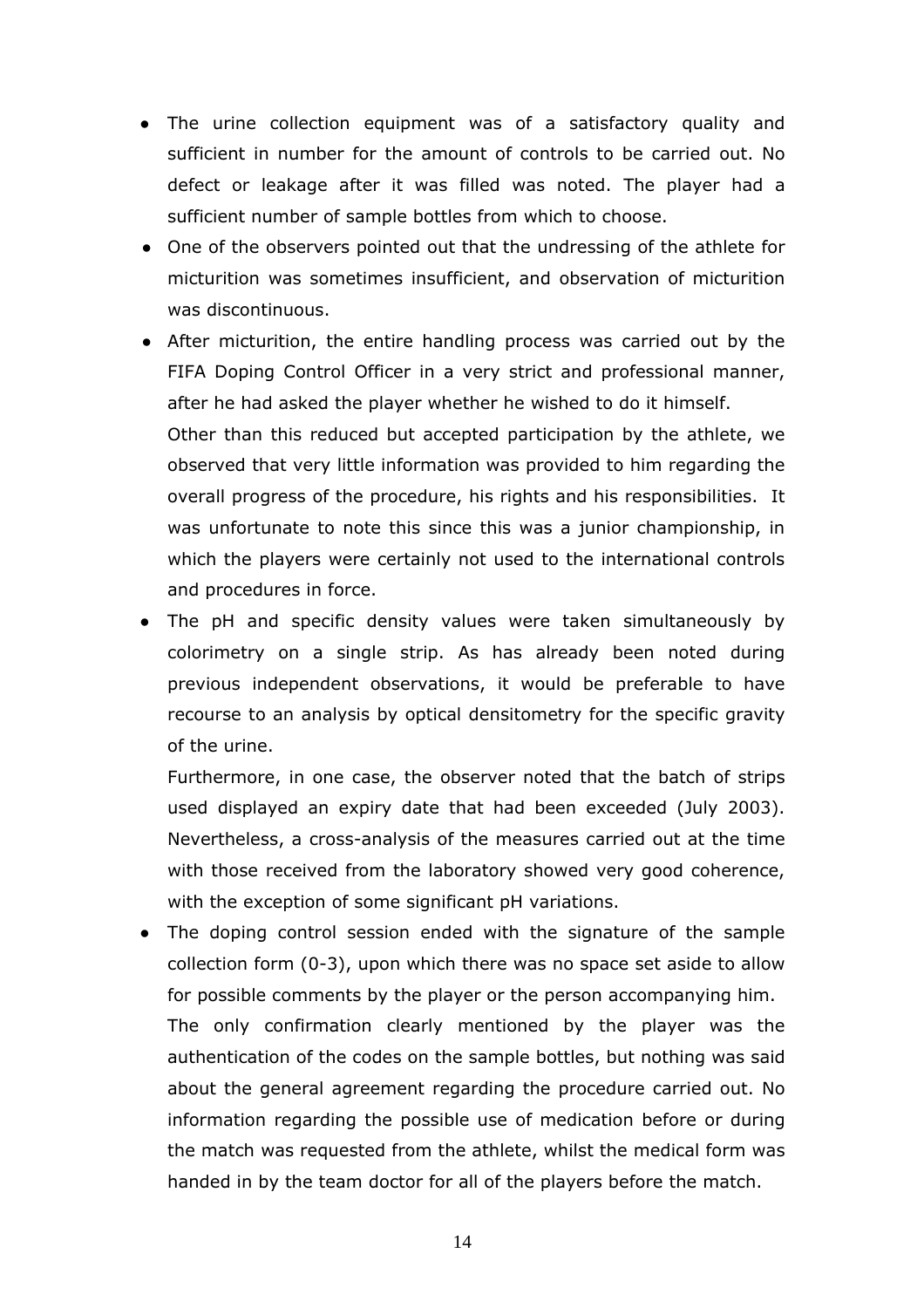- The urine collection equipment was of a satisfactory quality and sufficient in number for the amount of controls to be carried out. No defect or leakage after it was filled was noted. The player had a sufficient number of sample bottles from which to choose.
- One of the observers pointed out that the undressing of the athlete for micturition was sometimes insufficient, and observation of micturition was discontinuous.
- After micturition, the entire handling process was carried out by the FIFA Doping Control Officer in a very strict and professional manner, after he had asked the player whether he wished to do it himself.

  Other than this reduced but accepted participation by the athlete, we observed that very little information was provided to him regarding the overall progress of the procedure, his rights and his responsibilities. It was unfortunate to note this since this was a junior championship, in which the players were certainly not used to the international controls and procedures in force.
- The pH and specific density values were taken simultaneously by colorimetry on a single strip. As has already been noted during previous independent observations, it would be preferable to have recourse to an analysis by optical densitometry for the specific gravity of the urine.

  Furthermore, in one case, the observer noted that the batch of strips used displayed an expiry date that had been exceeded (July 2003). Nevertheless, a cross-analysis of the measures carried out at the time with those received from the laboratory showed very good coherence, with the exception of some significant pH variations.
- The doping control session ended with the signature of the sample collection form (0-3), upon which there was no space set aside to allow for possible comments by the player or the person accompanying him.

  The only confirmation clearly mentioned by the player was the authentication of the codes on the sample bottles, but nothing was said about the general agreement regarding the procedure carried out. No information regarding the possible use of medication before or during the match was requested from the athlete, whilst the medical form was handed in by the team doctor for all of the players before the match.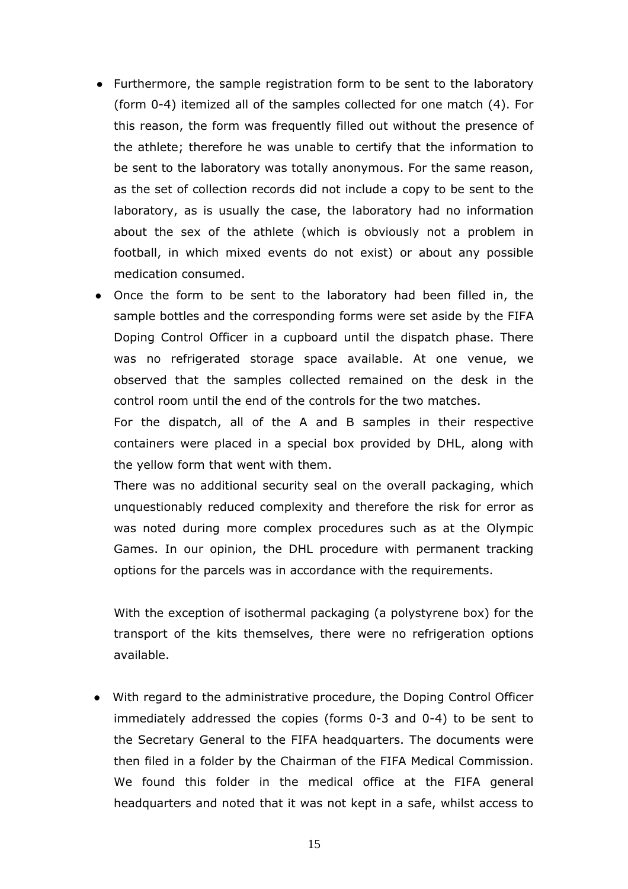- Furthermore, the sample registration form to be sent to the laboratory (form 0-4) itemized all of the samples collected for one match (4). For this reason, the form was frequently filled out without the presence of the athlete; therefore he was unable to certify that the information to be sent to the laboratory was totally anonymous. For the same reason, as the set of collection records did not include a copy to be sent to the laboratory, as is usually the case, the laboratory had no information about the sex of the athlete (which is obviously not a problem in football, in which mixed events do not exist) or about any possible medication consumed.
- Once the form to be sent to the laboratory had been filled in, the sample bottles and the corresponding forms were set aside by the FIFA Doping Control Officer in a cupboard until the dispatch phase. There was no refrigerated storage space available. At one venue, we observed that the samples collected remained on the desk in the control room until the end of the controls for the two matches.

  For the dispatch, all of the A and B samples in their respective containers were placed in a special box provided by DHL, along with the yellow form that went with them.

  There was no additional security seal on the overall packaging, which unquestionably reduced complexity and therefore the risk for error as was noted during more complex procedures such as at the Olympic Games. In our opinion, the DHL procedure with permanent tracking options for the parcels was in accordance with the requirements.

  With the exception of isothermal packaging (a polystyrene box) for the transport of the kits themselves, there were no refrigeration options available.

- With regard to the administrative procedure, the Doping Control Officer immediately addressed the copies (forms 0-3 and 0-4) to be sent to the Secretary General to the FIFA headquarters. The documents were then filed in a folder by the Chairman of the FIFA Medical Commission. We found this folder in the medical office at the FIFA general headquarters and noted that it was not kept in a safe, whilst access to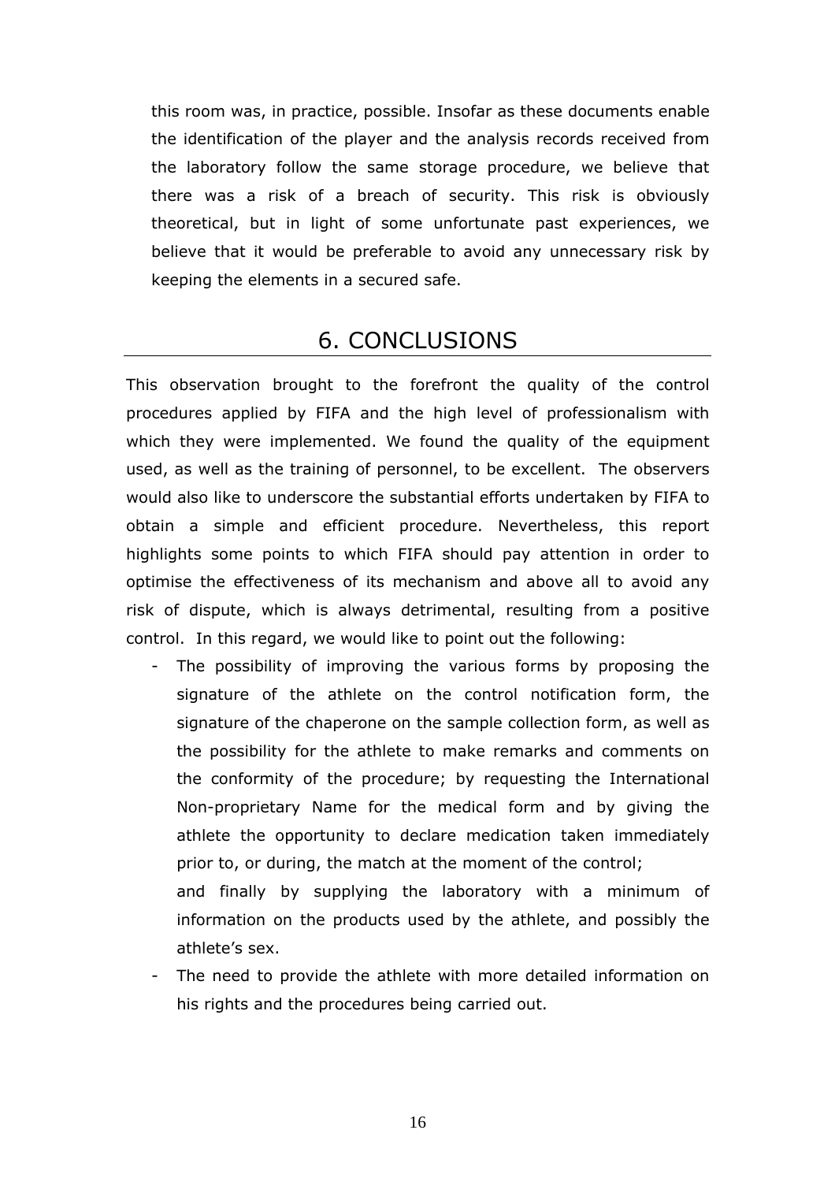this room was, in practice, possible. Insofar as these documents enable the identification of the player and the analysis records received from the laboratory follow the same storage procedure, we believe that there was a risk of a breach of security. This risk is obviously theoretical, but in light of some unfortunate past experiences, we believe that it would be preferable to avoid any unnecessary risk by keeping the elements in a secured safe.

## 6. CONCLUSIONS

This observation brought to the forefront the quality of the control procedures applied by FIFA and the high level of professionalism with which they were implemented. We found the quality of the equipment used, as well as the training of personnel, to be excellent. The observers would also like to underscore the substantial efforts undertaken by FIFA to obtain a simple and efficient procedure. Nevertheless, this report highlights some points to which FIFA should pay attention in order to optimise the effectiveness of its mechanism and above all to avoid any risk of dispute, which is always detrimental, resulting from a positive control. In this regard, we would like to point out the following:

- The possibility of improving the various forms by proposing the signature of the athlete on the control notification form, the signature of the chaperone on the sample collection form, as well as the possibility for the athlete to make remarks and comments on the conformity of the procedure; by requesting the International Non-proprietary Name for the medical form and by giving the athlete the opportunity to declare medication taken immediately prior to, or during, the match at the moment of the control;
  and finally by supplying the laboratory with a minimum of information on the products used by the athlete, and possibly the athlete's sex.
- The need to provide the athlete with more detailed information on his rights and the procedures being carried out.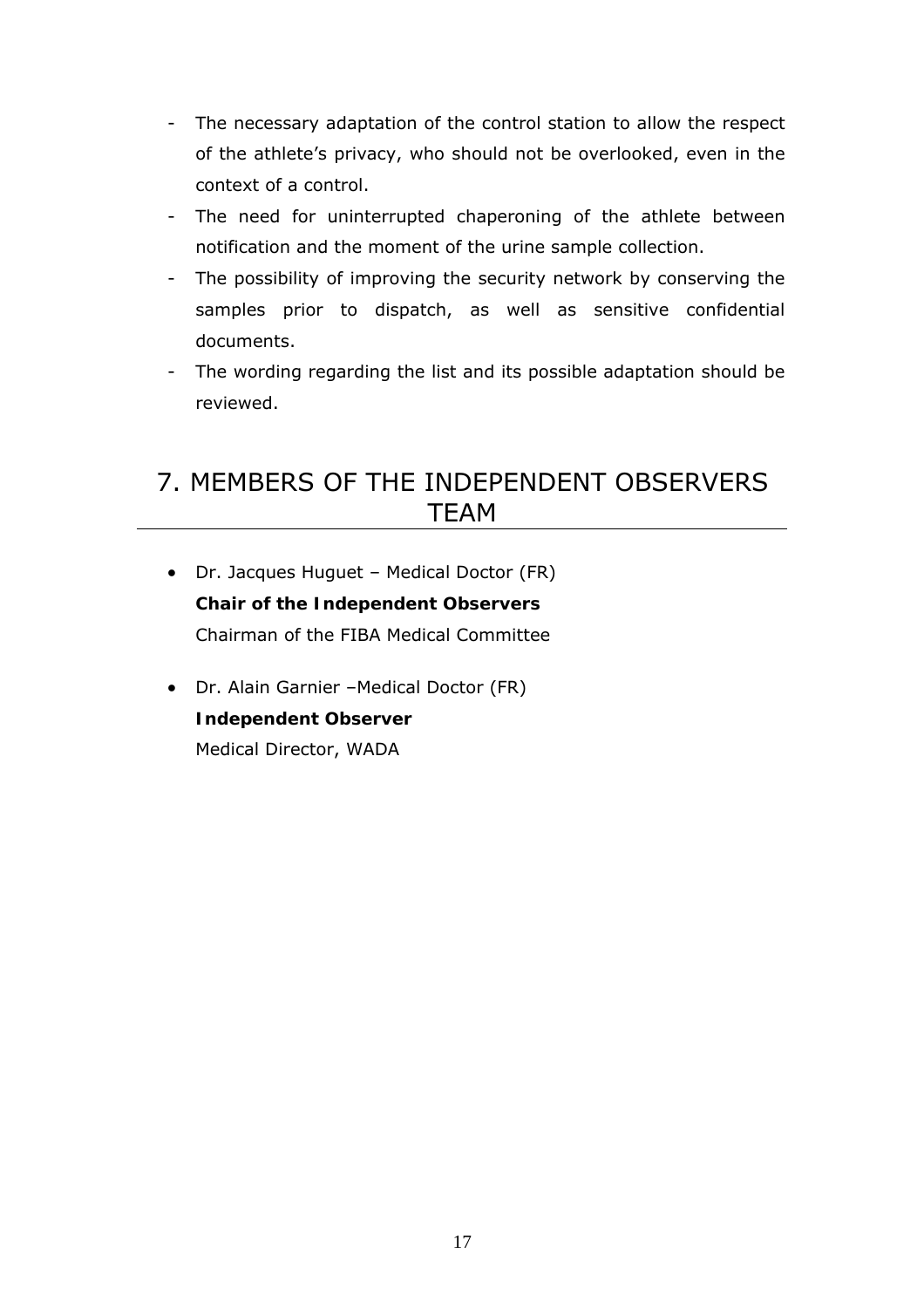- The necessary adaptation of the control station to allow the respect of the athlete's privacy, who should not be overlooked, even in the context of a control.
- The need for uninterrupted chaperoning of the athlete between notification and the moment of the urine sample collection.
- The possibility of improving the security network by conserving the samples prior to dispatch, as well as sensitive confidential documents.
- The wording regarding the list and its possible adaptation should be reviewed.

# 7. MEMBERS OF THE INDEPENDENT OBSERVERS TEAM

- Dr. Jacques Huguet – Medical Doctor (FR)
  **Chair of the Independent Observers**
  Chairman of the FIBA Medical Committee

- Dr. Alain Garnier –Medical Doctor (FR)
  **Independent Observer**
  Medical Director, WADA